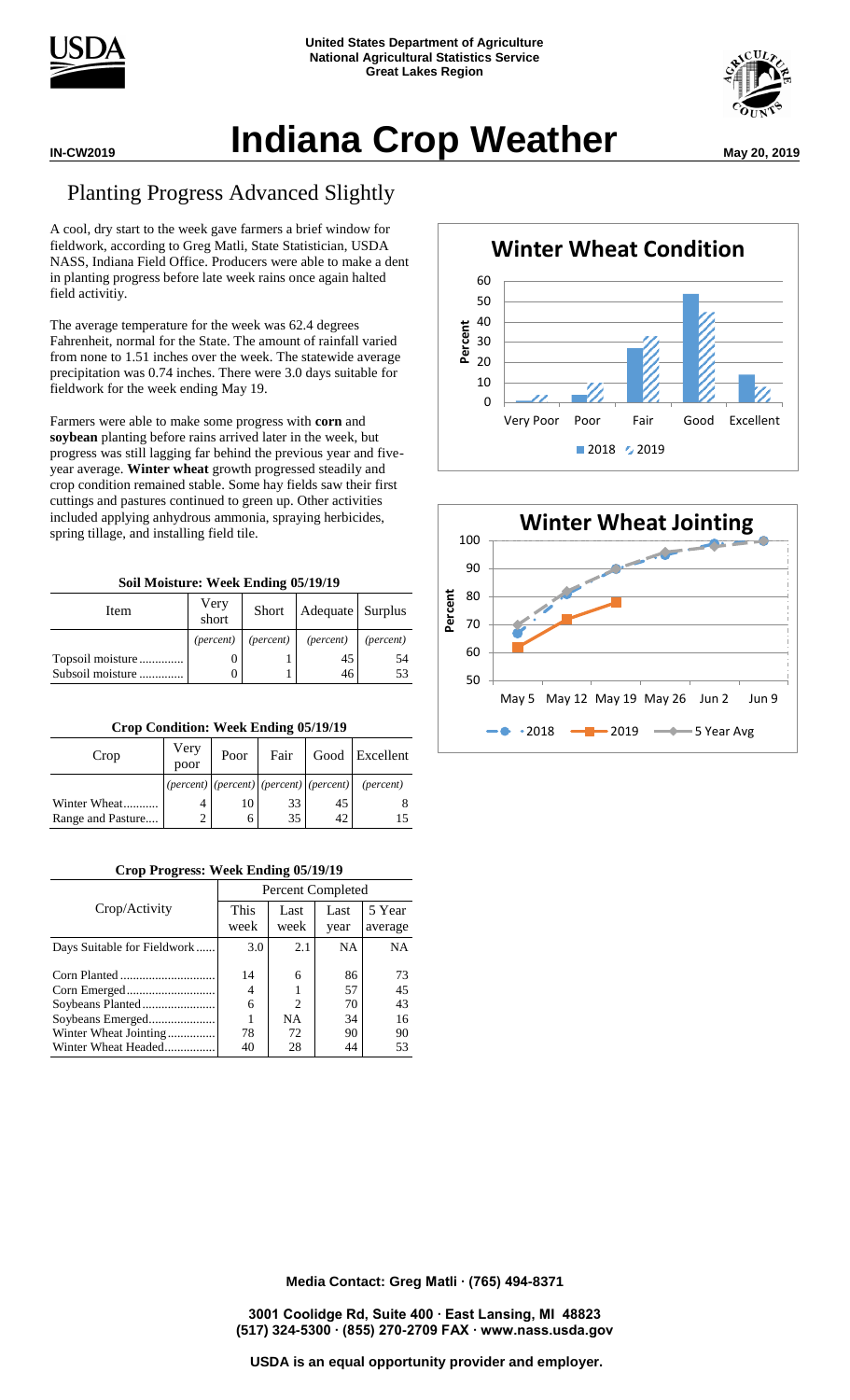United States Department of Agriculture
National Agricultural Statistics Service
Great Lakes Region

IN-CW2019

# Indiana Crop Weather

May 20, 2019

## Planting Progress Advanced Slightly

A cool, dry start to the week gave farmers a brief window for fieldwork, according to Greg Matli, State Statistician, USDA NASS, Indiana Field Office. Producers were able to make a dent in planting progress before late week rains once again halted field activitiy.

The average temperature for the week was 62.4 degrees Fahrenheit, normal for the State. The amount of rainfall varied from none to 1.51 inches over the week. The statewide average precipitation was 0.74 inches. There were 3.0 days suitable for fieldwork for the week ending May 19.

Farmers were able to make some progress with **corn** and **soybean** planting before rains arrived later in the week, but progress was still lagging far behind the previous year and five-year average. **Winter wheat** growth progressed steadily and crop condition remained stable. Some hay fields saw their first cuttings and pastures continued to green up. Other activities included applying anhydrous ammonia, spraying herbicides, spring tillage, and installing field tile.

**Soil Moisture: Week Ending 05/19/19**

| Item | Very short | Short | Adequate | Surplus |
|---|---|---|---|---|
| | *(percent)* | *(percent)* | *(percent)* | *(percent)* |
| Topsoil moisture | 0 | 1 | 45 | 54 |
| Subsoil moisture | 0 | 1 | 46 | 53 |

**Crop Condition: Week Ending 05/19/19**

| Crop | Very poor | Poor | Fair | Good | Excellent |
|---|---|---|---|---|---|
| | *(percent)* | *(percent)* | *(percent)* | *(percent)* | *(percent)* |
| Winter Wheat | 4 | 10 | 33 | 45 | 8 |
| Range and Pasture | 2 | 6 | 35 | 42 | 15 |

**Crop Progress: Week Ending 05/19/19**

| Crop/Activity | Percent Completed | | | |
|---|---|---|---|---|
| | This week | Last week | Last year | 5 Year average |
| Days Suitable for Fieldwork | 3.0 | 2.1 | NA | NA |
| Corn Planted | 14 | 6 | 86 | 73 |
| Corn Emerged | 4 | 1 | 57 | 45 |
| Soybeans Planted | 6 | 2 | 70 | 43 |
| Soybeans Emerged | 1 | NA | 34 | 16 |
| Winter Wheat Jointing | 78 | 72 | 90 | 90 |
| Winter Wheat Headed | 40 | 28 | 44 | 53 |

**Winter Wheat Condition**

**Winter Wheat Jointing**

Media Contact: Greg Matli · (765) 494-8371

3001 Coolidge Rd, Suite 400 · East Lansing, MI 48823
(517) 324-5300 · (855) 270-2709 FAX · www.nass.usda.gov

USDA is an equal opportunity provider and employer.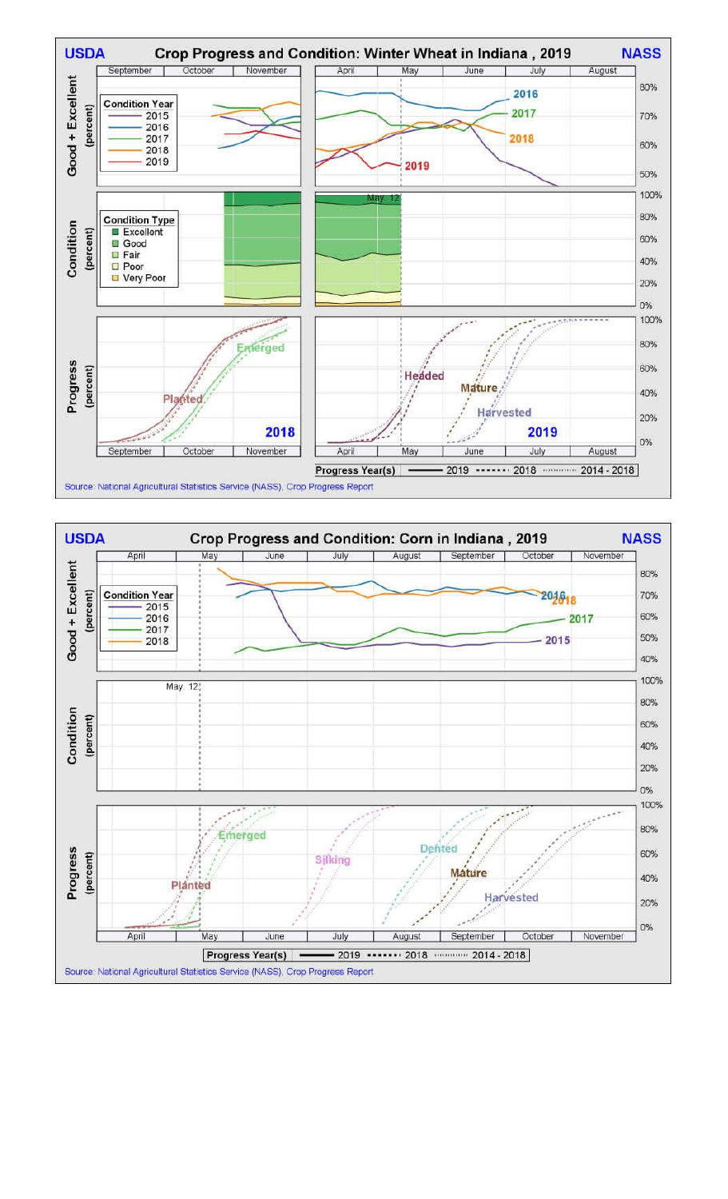## USDA Crop Progress and Condition: Winter Wheat in Indiana , 2019 NASS

**Good + Excellent (percent)**

Condition Year: 2015, 2016, 2017, 2018, 2019

September | October | November | April | May | June | July | August

80% 70% 60% 50%

2016 2017 2018 2019

**Condition (percent)**

Condition Type: Excellent, Good, Fair, Poor, Very Poor

May. 12

100% 80% 60% 40% 20% 0%

**Progress (percent)**

Planted, Emerged — 2018

Headed, Mature, Harvested — 2019

September | October | November | April | May | June | July | August

100% 80% 60% 40% 20% 0%

Progress Year(s) —— 2019 ······· 2018 ········· 2014 - 2018

Source: National Agricultural Statistics Service (NASS), Crop Progress Report

## USDA Crop Progress and Condition: Corn in Indiana , 2019 NASS

**Good + Excellent (percent)**

Condition Year: 2015, 2016, 2017, 2018

April | May | June | July | August | September | October | November

80% 70% 60% 50% 40%

2016 2018 2017 2015

**Condition (percent)**

May. 12

100% 80% 60% 40% 20% 0%

**Progress (percent)**

Planted, Emerged, Silking, Dented, Mature, Harvested

April | May | June | July | August | September | October | November

100% 80% 60% 40% 20% 0%

Progress Year(s) —— 2019 ······· 2018 ········· 2014 - 2018

Source: National Agricultural Statistics Service (NASS), Crop Progress Report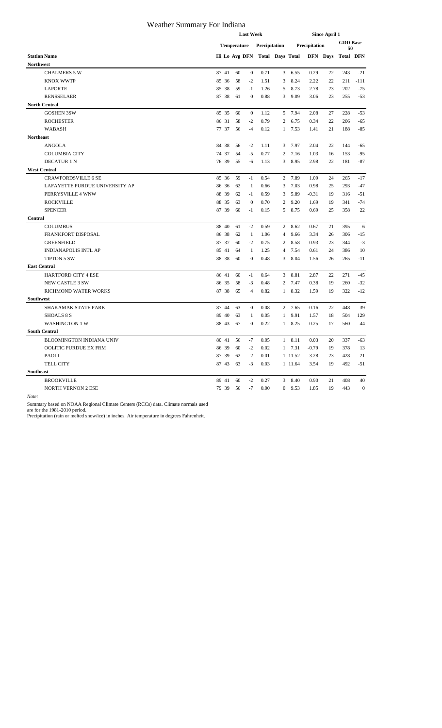# Weather Summary For Indiana

| Station Name | Last Week | | | | | | | Since April 1 | | | | |
|---|---|---|---|---|---|---|---|---|---|---|---|---|
| | Temperature | | | | Precipitation | | | Precipitation | | | GDD Base 50 | |
| | Hi | Lo | Avg | DFN | Total | Days | Total | DFN | Days | Total | DFN |
| **Northwest** | | | | | | | | | | | |
| CHALMERS 5 W | 87 | 41 | 60 | 0 | 0.71 | 3 | 6.55 | 0.29 | 22 | 243 | -21 |
| KNOX WWTP | 85 | 36 | 58 | -2 | 1.51 | 3 | 8.24 | 2.22 | 22 | 211 | -111 |
| LAPORTE | 85 | 38 | 59 | -1 | 1.26 | 5 | 8.73 | 2.78 | 23 | 202 | -75 |
| RENSSELAER | 87 | 38 | 61 | 0 | 0.88 | 3 | 9.09 | 3.06 | 23 | 255 | -53 |
| **North Central** | | | | | | | | | | | |
| GOSHEN 3SW | 85 | 35 | 60 | 0 | 1.12 | 5 | 7.94 | 2.08 | 27 | 228 | -53 |
| ROCHESTER | 86 | 31 | 58 | -2 | 0.79 | 2 | 6.75 | 0.34 | 22 | 206 | -65 |
| WABASH | 77 | 37 | 56 | -4 | 0.12 | 1 | 7.53 | 1.41 | 21 | 188 | -85 |
| **Northeast** | | | | | | | | | | | |
| ANGOLA | 84 | 38 | 56 | -2 | 1.11 | 3 | 7.97 | 2.04 | 22 | 144 | -65 |
| COLUMBIA CITY | 74 | 37 | 54 | -5 | 0.77 | 2 | 7.16 | 1.03 | 16 | 153 | -95 |
| DECATUR 1 N | 76 | 39 | 55 | -6 | 1.13 | 3 | 8.95 | 2.98 | 22 | 181 | -87 |
| **West Central** | | | | | | | | | | | |
| CRAWFORDSVILLE 6 SE | 85 | 36 | 59 | -1 | 0.54 | 2 | 7.89 | 1.09 | 24 | 265 | -17 |
| LAFAYETTE PURDUE UNIVERSITY AP | 86 | 36 | 62 | 1 | 0.66 | 3 | 7.03 | 0.98 | 25 | 293 | -47 |
| PERRYSVILLE 4 WNW | 88 | 39 | 62 | -1 | 0.59 | 3 | 5.89 | -0.31 | 19 | 316 | -51 |
| ROCKVILLE | 88 | 35 | 63 | 0 | 0.70 | 2 | 9.20 | 1.69 | 19 | 341 | -74 |
| SPENCER | 87 | 39 | 60 | -1 | 0.15 | 5 | 8.75 | 0.69 | 25 | 358 | 22 |
| **Central** | | | | | | | | | | | |
| COLUMBUS | 88 | 40 | 61 | -2 | 0.59 | 2 | 8.62 | 0.67 | 21 | 395 | 6 |
| FRANKFORT DISPOSAL | 86 | 38 | 62 | 1 | 1.06 | 4 | 9.66 | 3.34 | 26 | 306 | -15 |
| GREENFIELD | 87 | 37 | 60 | -2 | 0.75 | 2 | 8.58 | 0.93 | 23 | 344 | -3 |
| INDIANAPOLIS INTL AP | 85 | 41 | 64 | 1 | 1.25 | 4 | 7.54 | 0.61 | 24 | 386 | 10 |
| TIPTON 5 SW | 88 | 38 | 60 | 0 | 0.48 | 3 | 8.04 | 1.56 | 26 | 265 | -11 |
| **East Central** | | | | | | | | | | | |
| HARTFORD CITY 4 ESE | 86 | 41 | 60 | -1 | 0.64 | 3 | 8.81 | 2.87 | 22 | 271 | -45 |
| NEW CASTLE 3 SW | 86 | 35 | 58 | -3 | 0.48 | 2 | 7.47 | 0.38 | 19 | 260 | -32 |
| RICHMOND WATER WORKS | 87 | 38 | 65 | 4 | 0.82 | 1 | 8.32 | 1.59 | 19 | 322 | -12 |
| **Southwest** | | | | | | | | | | | |
| SHAKAMAK STATE PARK | 87 | 44 | 63 | 0 | 0.08 | 2 | 7.65 | -0.16 | 22 | 448 | 39 |
| SHOALS 8 S | 89 | 40 | 63 | 1 | 0.05 | 1 | 9.91 | 1.57 | 18 | 504 | 129 |
| WASHINGTON 1 W | 88 | 43 | 67 | 0 | 0.22 | 1 | 8.25 | 0.25 | 17 | 560 | 44 |
| **South Central** | | | | | | | | | | | |
| BLOOMINGTON INDIANA UNIV | 80 | 41 | 56 | -7 | 0.05 | 1 | 8.11 | 0.03 | 20 | 337 | -63 |
| OOLITIC PURDUE EX FRM | 86 | 39 | 60 | -2 | 0.02 | 1 | 7.31 | -0.79 | 19 | 378 | 13 |
| PAOLI | 87 | 39 | 62 | -2 | 0.01 | 1 | 11.52 | 3.28 | 23 | 428 | 21 |
| TELL CITY | 87 | 43 | 63 | -3 | 0.03 | 1 | 11.64 | 3.54 | 19 | 492 | -51 |
| **Southeast** | | | | | | | | | | | |
| BROOKVILLE | 89 | 41 | 60 | -2 | 0.27 | 3 | 8.40 | 0.90 | 21 | 408 | 40 |
| NORTH VERNON 2 ESE | 79 | 39 | 56 | -7 | 0.00 | 0 | 9.53 | 1.85 | 19 | 443 | 0 |

*Note:*

Summary based on NOAA Regional Climate Centers (RCCs) data. Climate normals used are for the 1981-2010 period.

Precipitation (rain or melted snow/ice) in inches. Air temperature in degrees Fahrenheit.